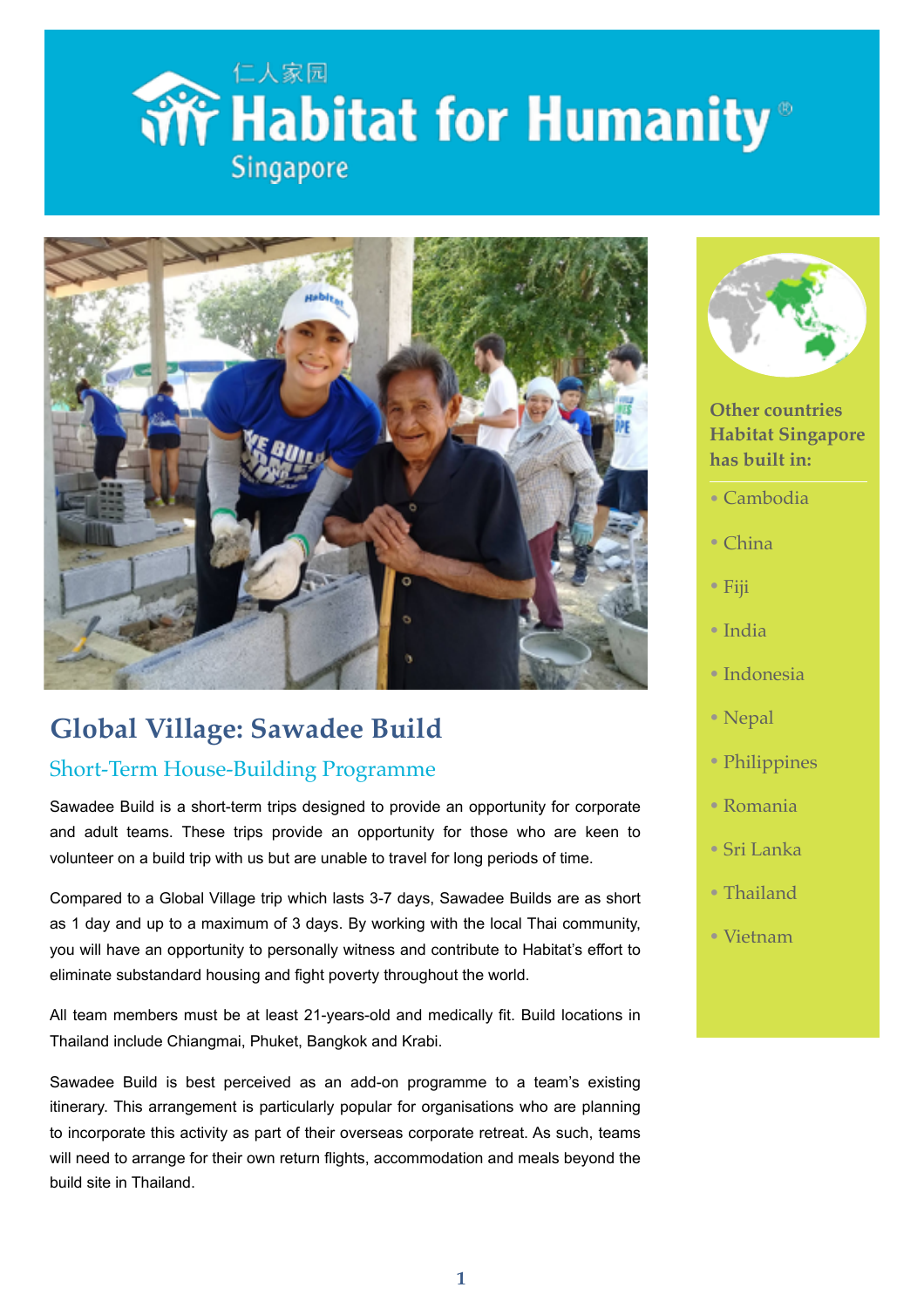仁人家园

# Habitat for Humanity®

Singapore

## Global Village: Sawadee Build

### Short-Term House-Building Programme

Sawadee Build is a short-term trips designed to provide an opportunity for corporate and adult teams. These trips provide an opportunity for those who are keen to volunteer on a build trip with us but are unable to travel for long periods of time.

Compared to a Global Village trip which lasts 3-7 days, Sawadee Builds are as short as 1 day and up to a maximum of 3 days. By working with the local Thai community, you will have an opportunity to personally witness and contribute to Habitat's effort to eliminate substandard housing and fight poverty throughout the world.

All team members must be at least 21-years-old and medically fit. Build locations in Thailand include Chiangmai, Phuket, Bangkok and Krabi.

Sawadee Build is best perceived as an add-on programme to a team's existing itinerary. This arrangement is particularly popular for organisations who are planning to incorporate this activity as part of their overseas corporate retreat. As such, teams will need to arrange for their own return flights, accommodation and meals beyond the build site in Thailand.

**Other countries Habitat Singapore has built in:**

- Cambodia
- China
- Fiji
- India
- Indonesia
- Nepal
- Philippines
- Romania
- Sri Lanka
- Thailand
- Vietnam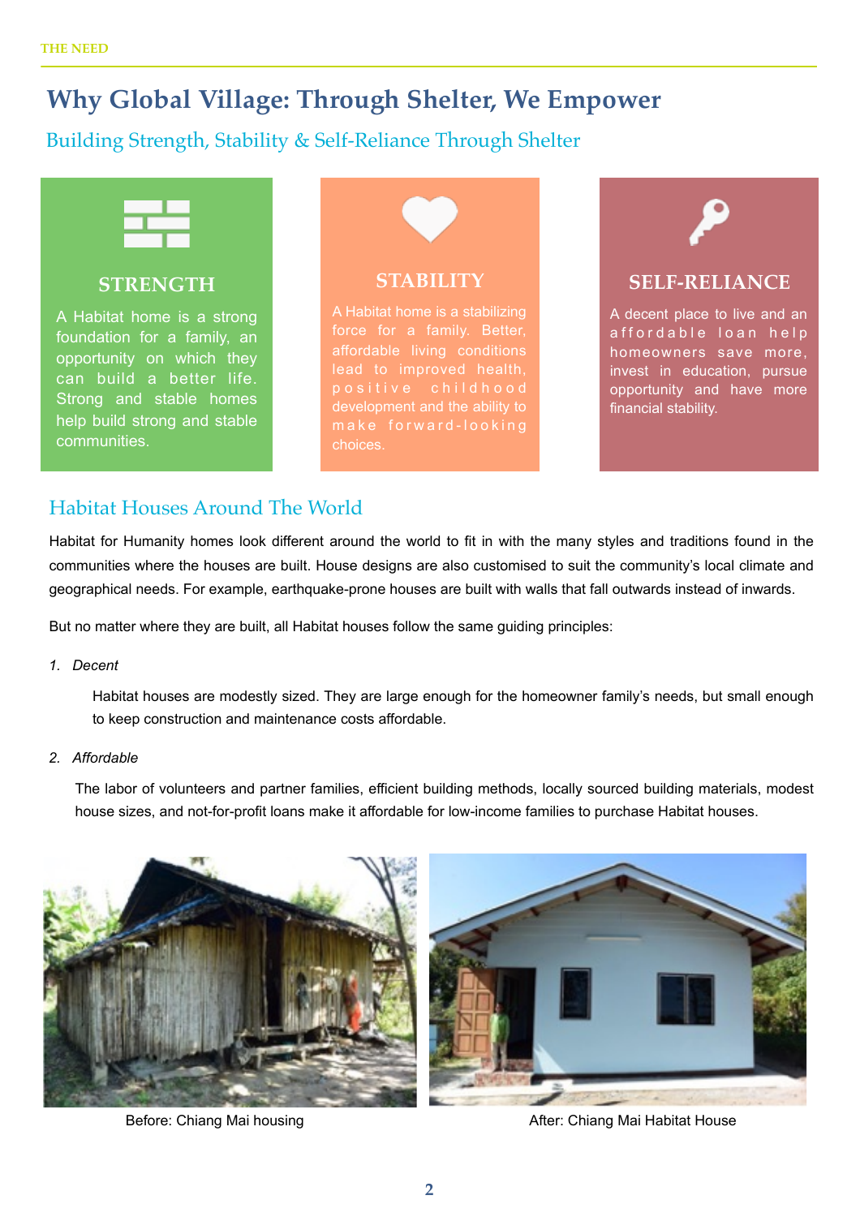THE NEED

# Why Global Village: Through Shelter, We Empower

## Building Strength, Stability & Self-Reliance Through Shelter

### STRENGTH

A Habitat home is a strong foundation for a family, an opportunity on which they can build a better life. Strong and stable homes help build strong and stable communities.

### STABILITY

A Habitat home is a stabilizing force for a family. Better, affordable living conditions lead to improved health, positive childhood development and the ability to make forward-looking choices.

### SELF-RELIANCE

A decent place to live and an affordable loan help homeowners save more, invest in education, pursue opportunity and have more financial stability.

## Habitat Houses Around The World

Habitat for Humanity homes look different around the world to fit in with the many styles and traditions found in the communities where the houses are built. House designs are also customised to suit the community's local climate and geographical needs. For example, earthquake-prone houses are built with walls that fall outwards instead of inwards.

But no matter where they are built, all Habitat houses follow the same guiding principles:

1. *Decent*

   Habitat houses are modestly sized. They are large enough for the homeowner family's needs, but small enough to keep construction and maintenance costs affordable.

2. *Affordable*

   The labor of volunteers and partner families, efficient building methods, locally sourced building materials, modest house sizes, and not-for-profit loans make it affordable for low-income families to purchase Habitat houses.

Before: Chiang Mai housing

After: Chiang Mai Habitat House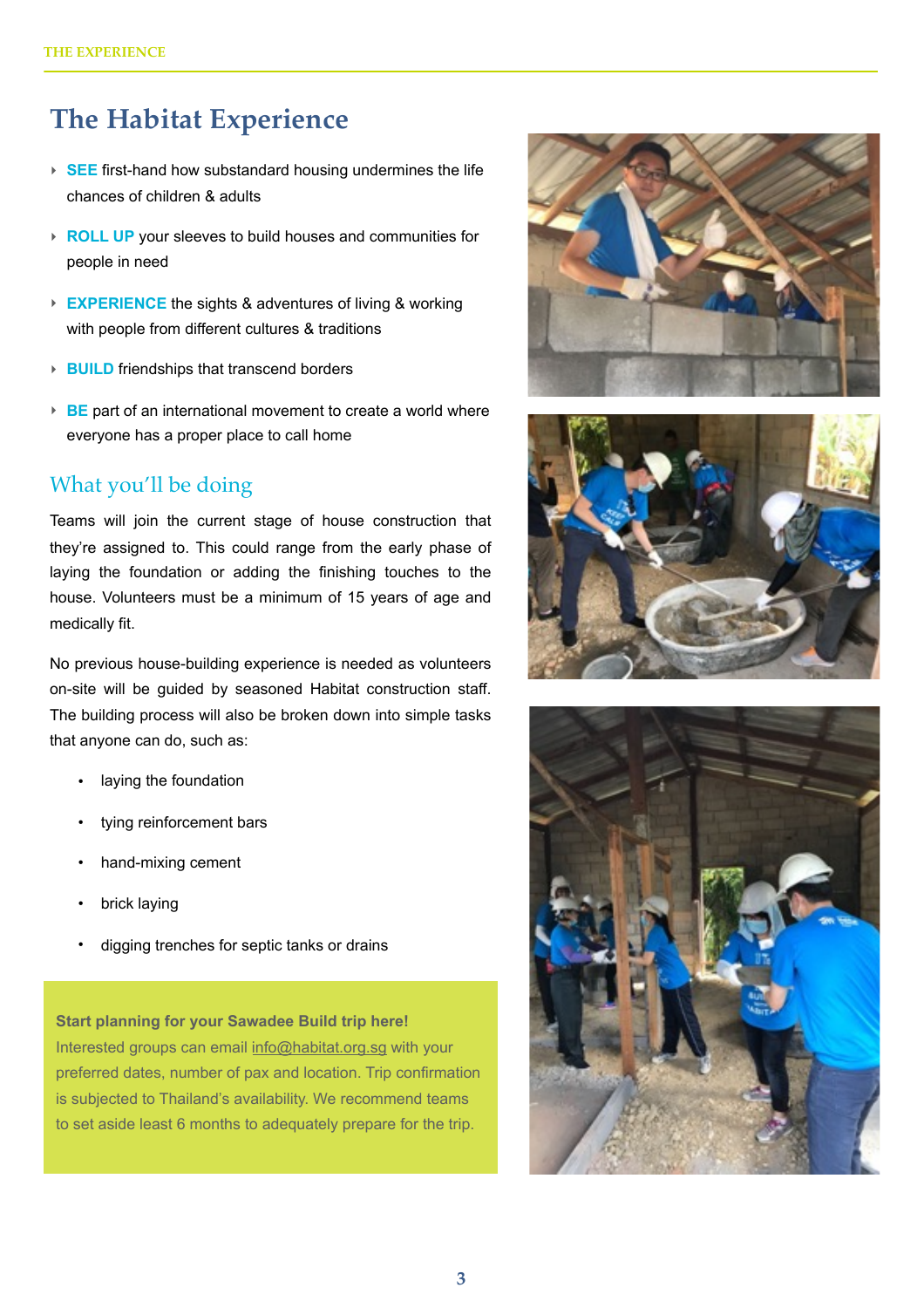# The Habitat Experience

- **SEE** first-hand how substandard housing undermines the life chances of children & adults
- **ROLL UP** your sleeves to build houses and communities for people in need
- **EXPERIENCE** the sights & adventures of living & working with people from different cultures & traditions
- **BUILD** friendships that transcend borders
- **BE** part of an international movement to create a world where everyone has a proper place to call home

## What you'll be doing

Teams will join the current stage of house construction that they're assigned to. This could range from the early phase of laying the foundation or adding the finishing touches to the house. Volunteers must be a minimum of 15 years of age and medically fit.

No previous house-building experience is needed as volunteers on-site will be guided by seasoned Habitat construction staff. The building process will also be broken down into simple tasks that anyone can do, such as:

- laying the foundation
- tying reinforcement bars
- hand-mixing cement
- brick laying
- digging trenches for septic tanks or drains

**Start planning for your Sawadee Build trip here!**
Interested groups can email info@habitat.org.sg with your preferred dates, number of pax and location. Trip confirmation is subjected to Thailand's availability. We recommend teams to set aside least 6 months to adequately prepare for the trip.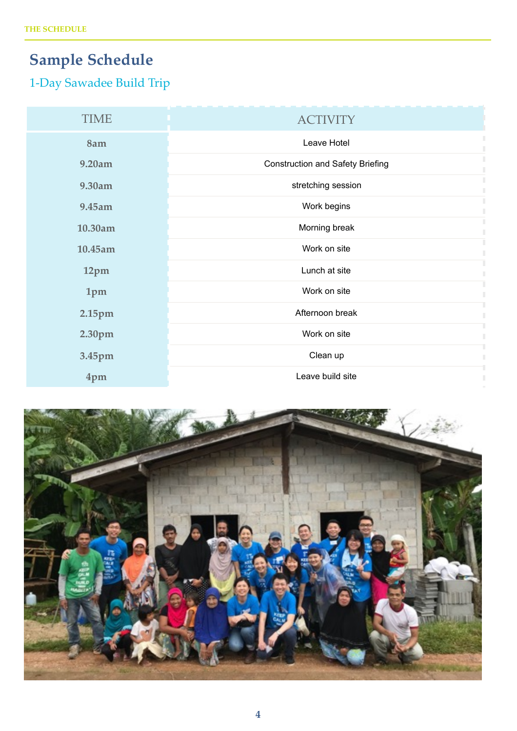# Sample Schedule

## 1-Day Sawadee Build Trip

| TIME | ACTIVITY |
| --- | --- |
| 8am | Leave Hotel |
| 9.20am | Construction and Safety Briefing |
| 9.30am | stretching session |
| 9.45am | Work begins |
| 10.30am | Morning break |
| 10.45am | Work on site |
| 12pm | Lunch at site |
| 1pm | Work on site |
| 2.15pm | Afternoon break |
| 2.30pm | Work on site |
| 3.45pm | Clean up |
| 4pm | Leave build site |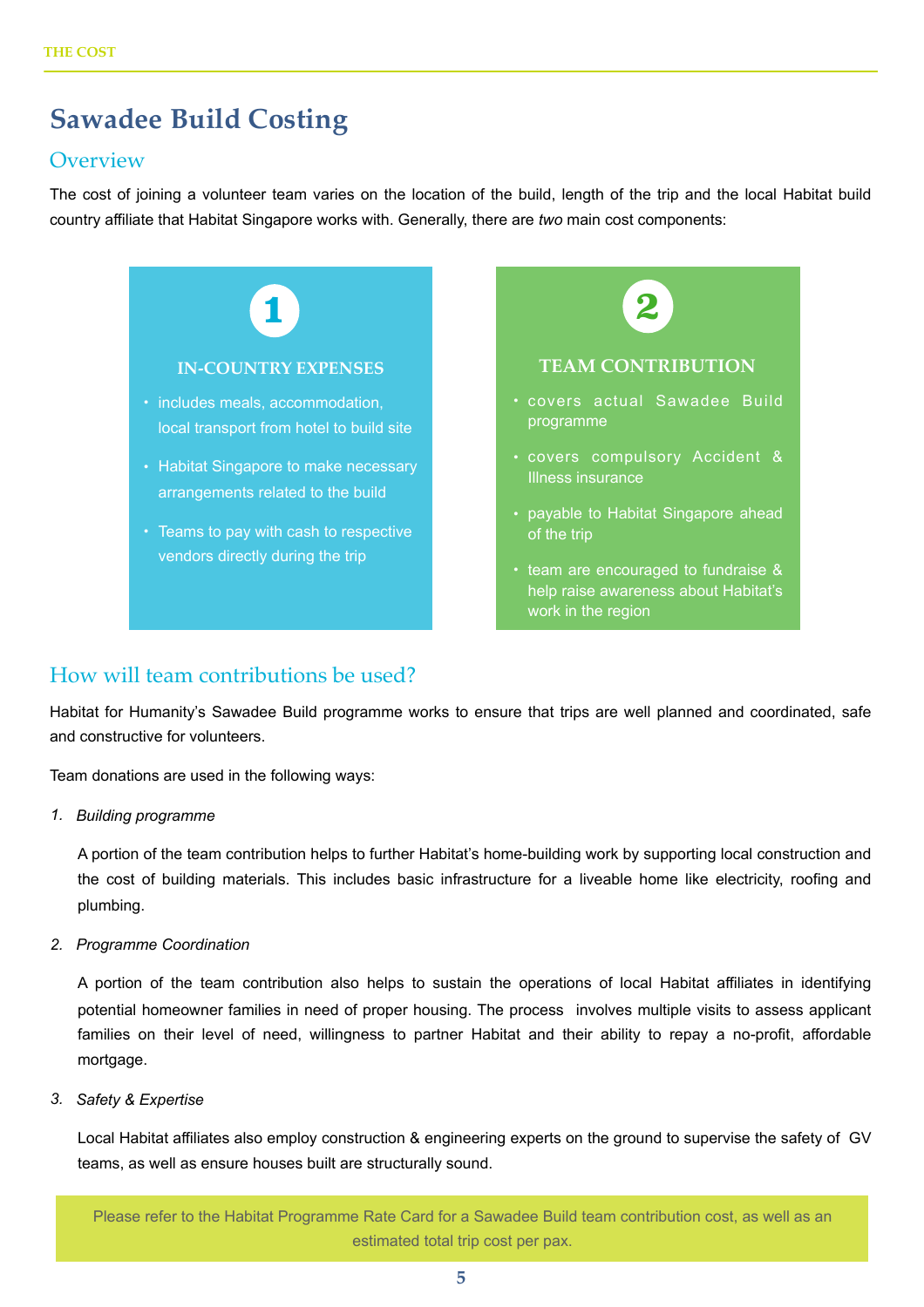## Sawadee Build Costing

### Overview

The cost of joining a volunteer team varies on the location of the build, length of the trip and the local Habitat build country affiliate that Habitat Singapore works with. Generally, there are *two* main cost components:

**1**

**IN-COUNTRY EXPENSES**

- includes meals, accommodation, local transport from hotel to build site
- Habitat Singapore to make necessary arrangements related to the build
- Teams to pay with cash to respective vendors directly during the trip

**2**

**TEAM CONTRIBUTION**

- covers actual Sawadee Build programme
- covers compulsory Accident & Illness insurance
- payable to Habitat Singapore ahead of the trip
- team are encouraged to fundraise & help raise awareness about Habitat's work in the region

### How will team contributions be used?

Habitat for Humanity's Sawadee Build programme works to ensure that trips are well planned and coordinated, safe and constructive for volunteers.

Team donations are used in the following ways:

1. *Building programme*

   A portion of the team contribution helps to further Habitat's home-building work by supporting local construction and the cost of building materials. This includes basic infrastructure for a liveable home like electricity, roofing and plumbing.

2. *Programme Coordination*

   A portion of the team contribution also helps to sustain the operations of local Habitat affiliates in identifying potential homeowner families in need of proper housing. The process involves multiple visits to assess applicant families on their level of need, willingness to partner Habitat and their ability to repay a no-profit, affordable mortgage.

3. *Safety & Expertise*

   Local Habitat affiliates also employ construction & engineering experts on the ground to supervise the safety of GV teams, as well as ensure houses built are structurally sound.

Please refer to the Habitat Programme Rate Card for a Sawadee Build team contribution cost, as well as an estimated total trip cost per pax.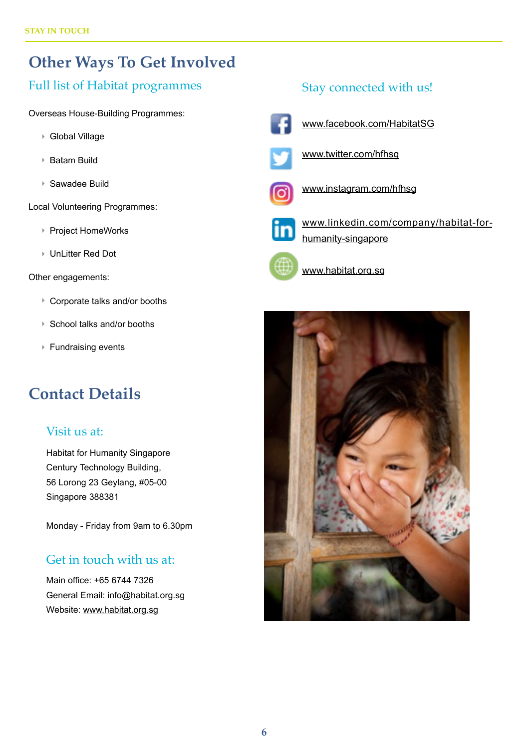# Other Ways To Get Involved

## Full list of Habitat programmes

Overseas House-Building Programmes:

- Global Village
- Batam Build
- Sawadee Build

Local Volunteering Programmes:

- Project HomeWorks
- UnLitter Red Dot

Other engagements:

- Corporate talks and/or booths
- School talks and/or booths
- Fundraising events

## Stay connected with us!

www.facebook.com/HabitatSG

www.twitter.com/hfhsg

www.instagram.com/hfhsg

www.linkedin.com/company/habitat-for-humanity-singapore

www.habitat.org.sg

# Contact Details

## Visit us at:

Habitat for Humanity Singapore
Century Technology Building,
56 Lorong 23 Geylang, #05-00
Singapore 388381

Monday - Friday from 9am to 6.30pm

## Get in touch with us at:

Main office: +65 6744 7326
General Email: info@habitat.org.sg
Website: www.habitat.org.sg